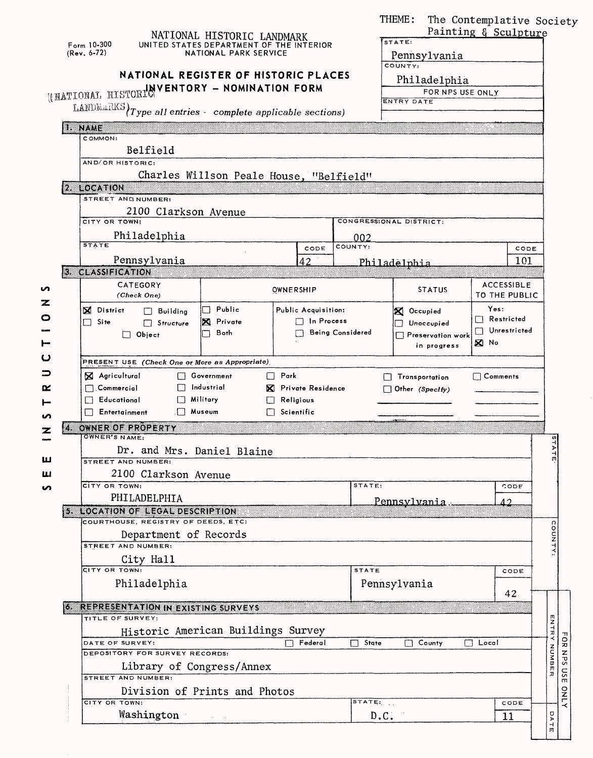THEME: The Contemplative Society
Painting & Sculpture

Form 10-300
(Rev. 6-72)

NATIONAL HISTORIC LANDMARK
UNITED STATES DEPARTMENT OF THE INTERIOR
NATIONAL PARK SERVICE

# NATIONAL REGISTER OF HISTORIC PLACES INVENTORY - NOMINATION FORM

(NATIONAL HISTORIC LANDMARKS)

*(Type all entries - complete applicable sections)*

| STATE: | Pennsylvania |
|---|---|
| COUNTY: | Philadelphia |
| FOR NPS USE ONLY | |
| ENTRY DATE | |

SEE INSTRUCTIONS

## 1. NAME

COMMON:
Belfield

AND/OR HISTORIC:
Charles Willson Peale House, "Belfield"

## 2. LOCATION

STREET AND NUMBER:
2100 Clarkson Avenue

| CITY OR TOWN: | CONGRESSIONAL DISTRICT: | | |
|---|---|---|---|
| Philadelphia | 002 | | |
| STATE | CODE | COUNTY: | CODE |
| Pennsylvania | 42 | Philadelphia | 101 |

## 3. CLASSIFICATION

| CATEGORY (Check One) | OWNERSHIP | | STATUS | ACCESSIBLE TO THE PUBLIC |
|---|---|---|---|---|
| ☒ District ☐ Building ☐ Site ☐ Structure ☐ Object | ☐ Public ☒ Private ☐ Both | Public Acquisition: ☐ In Process ☐ Being Considered | ☒ Occupied ☐ Unoccupied ☐ Preservation work in progress | Yes: ☐ Restricted ☐ Unrestricted ☒ No |

PRESENT USE *(Check One or More as Appropriate)*

| | | | | |
|---|---|---|---|---|
| ☒ Agricultural | ☐ Government | ☐ Park | ☐ Transportation | ☐ Comments |
| ☐ Commercial | ☐ Industrial | ☒ Private Residence | ☐ Other *(Specify)* | |
| ☐ Educational | ☐ Military | ☐ Religious | | |
| ☐ Entertainment | ☐ Museum | ☐ Scientific | | |

## 4. OWNER OF PROPERTY

OWNER'S NAME:
Dr. and Mrs. Daniel Blaine

STREET AND NUMBER:
2100 Clarkson Avenue

| CITY OR TOWN: | STATE: | CODE |
|---|---|---|
| PHILADELPHIA | Pennsylvania | 42 |

## 5. LOCATION OF LEGAL DESCRIPTION

COURTHOUSE, REGISTRY OF DEEDS, ETC:
Department of Records

STREET AND NUMBER:
City Hall

| CITY OR TOWN: | STATE | CODE |
|---|---|---|
| Philadelphia | Pennsylvania | 42 |

## 6. REPRESENTATION IN EXISTING SURVEYS

TITLE OF SURVEY:
Historic American Buildings Survey

DATE OF SURVEY: ☐ Federal ☐ State ☐ County ☐ Local

DEPOSITORY FOR SURVEY RECORDS:
Library of Congress/Annex

STREET AND NUMBER:
Division of Prints and Photos

| CITY OR TOWN: | STATE: | CODE |
|---|---|---|
| Washington | D.C. | 11 |

FOR NPS USE ONLY — STATE: / COUNTY: / ENTRY NUMBER / DATE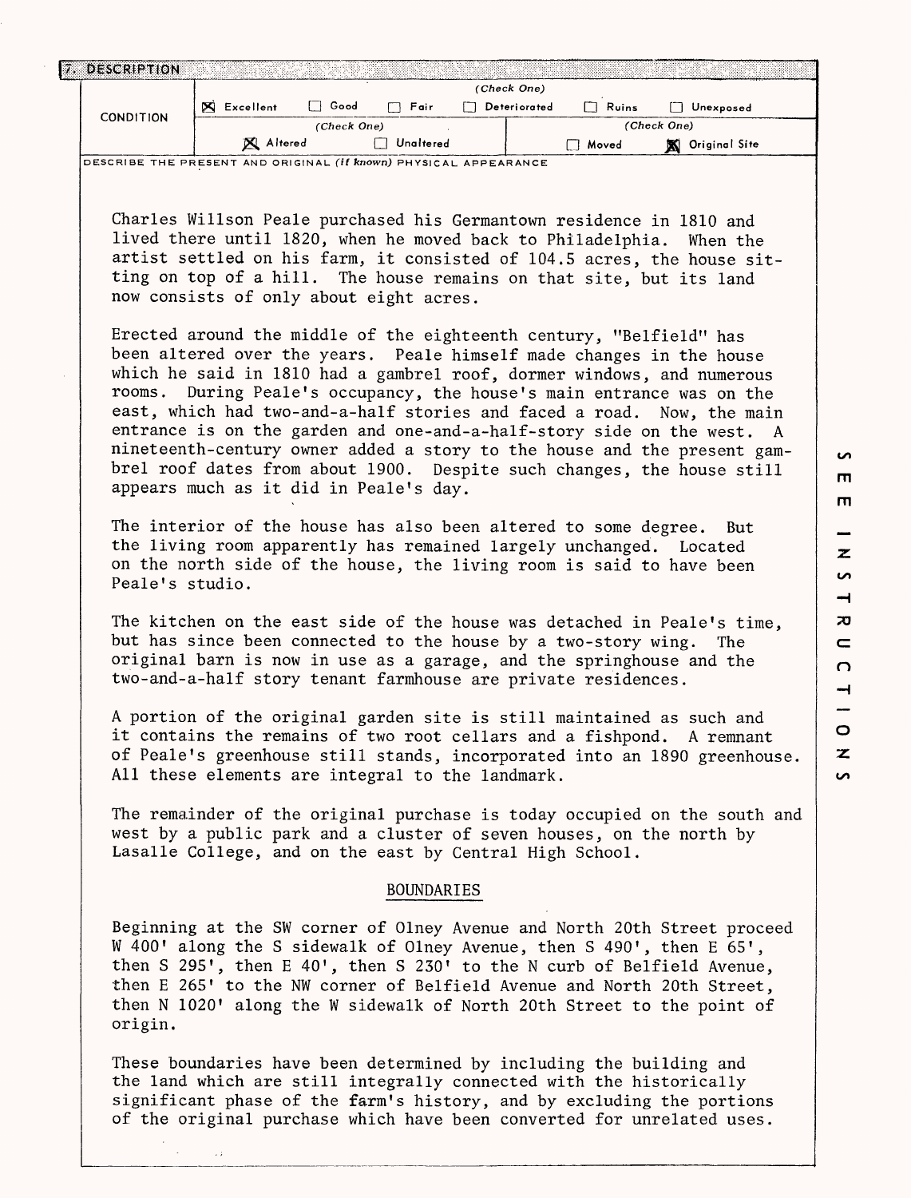## 7. DESCRIPTION

| CONDITION | (Check One) | | | | | |
|---|---|---|---|---|---|---|
| | [X] Excellent | [ ] Good | [ ] Fair | [ ] Deteriorated | [ ] Ruins | [ ] Unexposed |
| | (Check One) | | | (Check One) | | |
| | [X] Altered | [ ] Unaltered | | [ ] Moved | [X] Original Site | |

DESCRIBE THE PRESENT AND ORIGINAL *(if known)* PHYSICAL APPEARANCE

Charles Willson Peale purchased his Germantown residence in 1810 and lived there until 1820, when he moved back to Philadelphia. When the artist settled on his farm, it consisted of 104.5 acres, the house sitting on top of a hill. The house remains on that site, but its land now consists of only about eight acres.

Erected around the middle of the eighteenth century, "Belfield" has been altered over the years. Peale himself made changes in the house which he said in 1810 had a gambrel roof, dormer windows, and numerous rooms. During Peale's occupancy, the house's main entrance was on the east, which had two-and-a-half stories and faced a road. Now, the main entrance is on the garden and one-and-a-half-story side on the west. A nineteenth-century owner added a story to the house and the present gambrel roof dates from about 1900. Despite such changes, the house still appears much as it did in Peale's day.

The interior of the house has also been altered to some degree. But the living room apparently has remained largely unchanged. Located on the north side of the house, the living room is said to have been Peale's studio.

The kitchen on the east side of the house was detached in Peale's time, but has since been connected to the house by a two-story wing. The original barn is now in use as a garage, and the springhouse and the two-and-a-half story tenant farmhouse are private residences.

A portion of the original garden site is still maintained as such and it contains the remains of two root cellars and a fishpond. A remnant of Peale's greenhouse still stands, incorporated into an 1890 greenhouse. All these elements are integral to the landmark.

The remainder of the original purchase is today occupied on the south and west by a public park and a cluster of seven houses, on the north by Lasalle College, and on the east by Central High School.

### BOUNDARIES

Beginning at the SW corner of Olney Avenue and North 20th Street proceed W 400' along the S sidewalk of Olney Avenue, then S 490', then E 65', then S 295', then E 40', then S 230' to the N curb of Belfield Avenue, then E 265' to the NW corner of Belfield Avenue and North 20th Street, then N 1020' along the W sidewalk of North 20th Street to the point of origin.

These boundaries have been determined by including the building and the land which are still integrally connected with the historically significant phase of the farm's history, and by excluding the portions of the original purchase which have been converted for unrelated uses.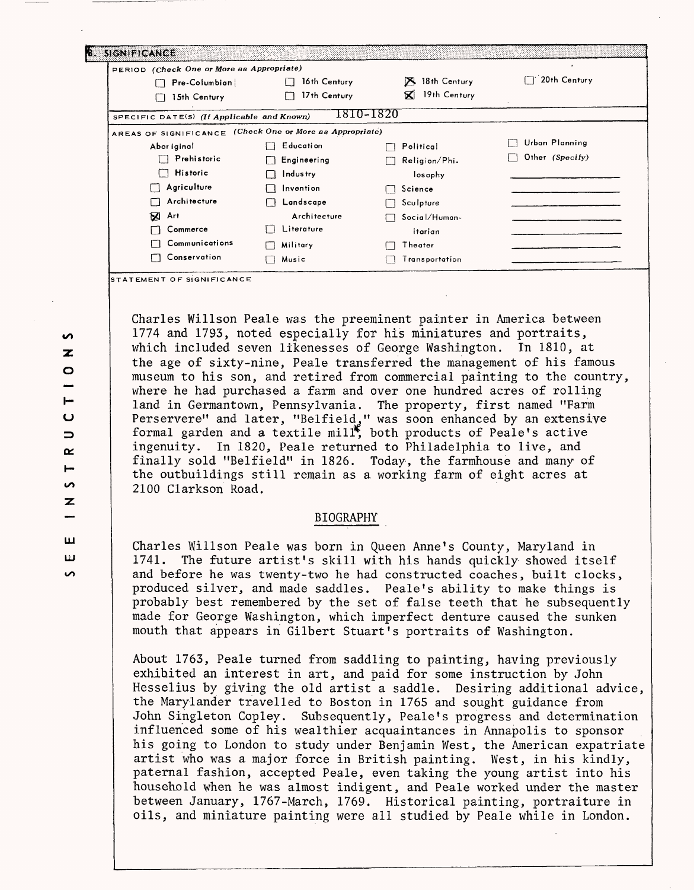## 8. SIGNIFICANCE

**PERIOD** *(Check One or More as Appropriate)*

- [ ] Pre-Columbian
- [ ] 15th Century
- [ ] 16th Century
- [ ] 17th Century
- [x] 18th Century
- [x] 19th Century
- [ ] 20th Century

**SPECIFIC DATE(S)** *(If Applicable and Known)* 1810-1820

**AREAS OF SIGNIFICANCE** *(Check One or More as Appropriate)*

- Aboriginal
  - [ ] Prehistoric
  - [ ] Historic
- [ ] Agriculture
- [ ] Architecture
- [x] Art
- [ ] Commerce
- [ ] Communications
- [ ] Conservation
- [ ] Education
- [ ] Engineering
- [ ] Industry
- [ ] Invention
- [ ] Landscape Architecture
- [ ] Literature
- [ ] Military
- [ ] Music
- [ ] Political
- [ ] Religion/Philosophy
- [ ] Science
- [ ] Sculpture
- [ ] Social/Humanitarian
- [ ] Theater
- [ ] Transportation
- [ ] Urban Planning
- [ ] Other *(Specify)*

**STATEMENT OF SIGNIFICANCE**

Charles Willson Peale was the preeminent painter in America between 1774 and 1793, noted especially for his miniatures and portraits, which included seven likenesses of George Washington. In 1810, at the age of sixty-nine, Peale transferred the management of his famous museum to his son, and retired from commercial painting to the country, where he had purchased a farm and over one hundred acres of rolling land in Germantown, Pennsylvania. The property, first named "Farm Perservere" and later, "Belfield," was soon enhanced by an extensive formal garden and a textile mill*, both products of Peale's active ingenuity. In 1820, Peale returned to Philadelphia to live, and finally sold "Belfield" in 1826. Today, the farmhouse and many of the outbuildings still remain as a working farm of eight acres at 2100 Clarkson Road.

### BIOGRAPHY

Charles Willson Peale was born in Queen Anne's County, Maryland in 1741. The future artist's skill with his hands quickly showed itself and before he was twenty-two he had constructed coaches, built clocks, produced silver, and made saddles. Peale's ability to make things is probably best remembered by the set of false teeth that he subsequently made for George Washington, which imperfect denture caused the sunken mouth that appears in Gilbert Stuart's portraits of Washington.

About 1763, Peale turned from saddling to painting, having previously exhibited an interest in art, and paid for some instruction by John Hesselius by giving the old artist a saddle. Desiring additional advice, the Marylander travelled to Boston in 1765 and sought guidance from John Singleton Copley. Subsequently, Peale's progress and determination influenced some of his wealthier acquaintances in Annapolis to sponsor his going to London to study under Benjamin West, the American expatriate artist who was a major force in British painting. West, in his kindly, paternal fashion, accepted Peale, even taking the young artist into his household when he was almost indigent, and Peale worked under the master between January, 1767-March, 1769. Historical painting, portraiture in oils, and miniature painting were all studied by Peale while in London.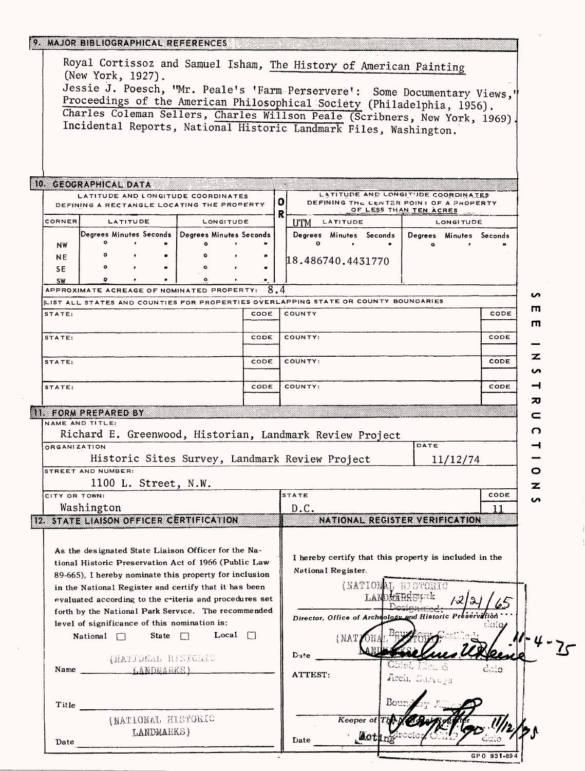## 9. MAJOR BIBLIOGRAPHICAL REFERENCES

Royal Cortissoz and Samuel Isham, The History of American Painting (New York, 1927).

Jessie J. Poesch, "Mr. Peale's 'Farm Perservere': Some Documentary Views," Proceedings of the American Philosophical Society (Philadelphia, 1956).

Charles Coleman Sellers, Charles Willson Peale (Scribners, New York, 1969).

Incidental Reports, National Historic Landmark Files, Washington.

## 10. GEOGRAPHICAL DATA

| LATITUDE AND LONGITUDE COORDINATES DEFINING A RECTANGLE LOCATING THE PROPERTY | | | O R | LATITUDE AND LONGITUDE COORDINATES DEFINING THE CENTER POINT OF A PROPERTY OF LESS THAN TEN ACRES | |
|---|---|---|---|---|---|
| CORNER | LATITUDE | LONGITUDE | | UTM LATITUDE | LONGITUDE |
| | Degrees Minutes Seconds | Degrees Minutes Seconds | | Degrees Minutes Seconds | Degrees Minutes Seconds |
| NW | ° ' " | ° ' " | | 18.486740.4431770 | |
| NE | ° ' " | ° ' " | | | |
| SE | ° ' " | ° ' " | | | |
| SW | ° ' " | ° ' " | | | |

APPROXIMATE ACREAGE OF NOMINATED PROPERTY: 8.4

LIST ALL STATES AND COUNTIES FOR PROPERTIES OVERLAPPING STATE OR COUNTY BOUNDARIES

| STATE: | CODE | COUNTY: | CODE |
|---|---|---|---|
| STATE: | CODE | COUNTY: | CODE |
| STATE: | CODE | COUNTY: | CODE |
| STATE: | CODE | COUNTY: | CODE |

## 11. FORM PREPARED BY

NAME AND TITLE:
Richard E. Greenwood, Historian, Landmark Review Project

ORGANIZATION: Historic Sites Survey, Landmark Review Project

DATE: 11/12/74

STREET AND NUMBER: 1100 L. Street, N.W.

CITY OR TOWN: Washington

STATE: D.C.

CODE: 11

## 12. STATE LIAISON OFFICER CERTIFICATION

As the designated State Liaison Officer for the National Historic Preservation Act of 1966 (Public Law 89-665), I hereby nominate this property for inclusion in the National Register and certify that it has been evaluated according to the criteria and procedures set forth by the National Park Service. The recommended level of significance of this nomination is:

National ☐ State ☐ Local ☐

Name (NATIONAL HISTORIC LANDMARKS)

Title (NATIONAL HISTORIC LANDMARKS)

Date

## NATIONAL REGISTER VERIFICATION

I hereby certify that this property is included in the National Register.

(NATIONAL HISTORIC LANDMARKS) Landmark Designated: 12/21/65

Director, Office of Archeology and Historic Preservation — date

(NATIONAL HISTORIC LANDMARKS) Boundary Certified: 11-4-75

Chief, Hist. & Arch. Surveys — date

Date

ATTEST:

Boundary Affirmed: 11/12/75

Keeper of The National Register — Acting Director, OAHP — date

Date

GPO 931-894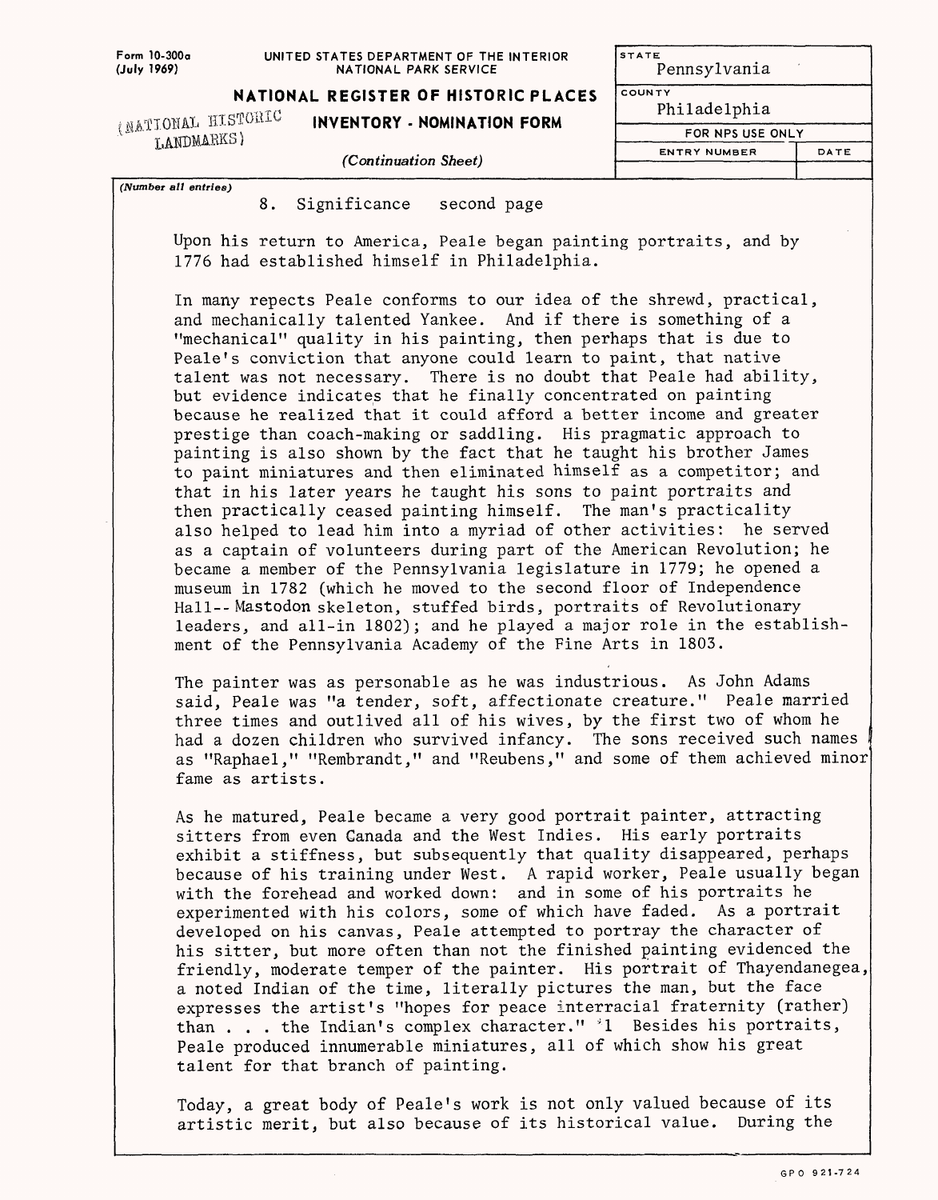8. Significance second page

Upon his return to America, Peale began painting portraits, and by 1776 had established himself in Philadelphia.

In many repects Peale conforms to our idea of the shrewd, practical, and mechanically talented Yankee. And if there is something of a "mechanical" quality in his painting, then perhaps that is due to Peale's conviction that anyone could learn to paint, that native talent was not necessary. There is no doubt that Peale had ability, but evidence indicates that he finally concentrated on painting because he realized that it could afford a better income and greater prestige than coach-making or saddling. His pragmatic approach to painting is also shown by the fact that he taught his brother James to paint miniatures and then eliminated himself as a competitor; and that in his later years he taught his sons to paint portraits and then practically ceased painting himself. The man's practicality also helped to lead him into a myriad of other activities: he served as a captain of volunteers during part of the American Revolution; he became a member of the Pennsylvania legislature in 1779; he opened a museum in 1782 (which he moved to the second floor of Independence Hall-- Mastodon skeleton, stuffed birds, portraits of Revolutionary leaders, and all-in 1802); and he played a major role in the establishment of the Pennsylvania Academy of the Fine Arts in 1803.

The painter was as personable as he was industrious. As John Adams said, Peale was "a tender, soft, affectionate creature." Peale married three times and outlived all of his wives, by the first two of whom he had a dozen children who survived infancy. The sons received such names as "Raphael," "Rembrandt," and "Reubens," and some of them achieved minor fame as artists.

As he matured, Peale became a very good portrait painter, attracting sitters from even Canada and the West Indies. His early portraits exhibit a stiffness, but subsequently that quality disappeared, perhaps because of his training under West. A rapid worker, Peale usually began with the forehead and worked down: and in some of his portraits he experimented with his colors, some of which have faded. As a portrait developed on his canvas, Peale attempted to portray the character of his sitter, but more often than not the finished painting evidenced the friendly, moderate temper of the painter. His portrait of Thayendanegea, a noted Indian of the time, literally pictures the man, but the face expresses the artist's "hopes for peace interracial fraternity (rather) than . . . the Indian's complex character." [1] Besides his portraits, Peale produced innumerable miniatures, all of which show his great talent for that branch of painting.

Today, a great body of Peale's work is not only valued because of its artistic merit, but also because of its historical value. During the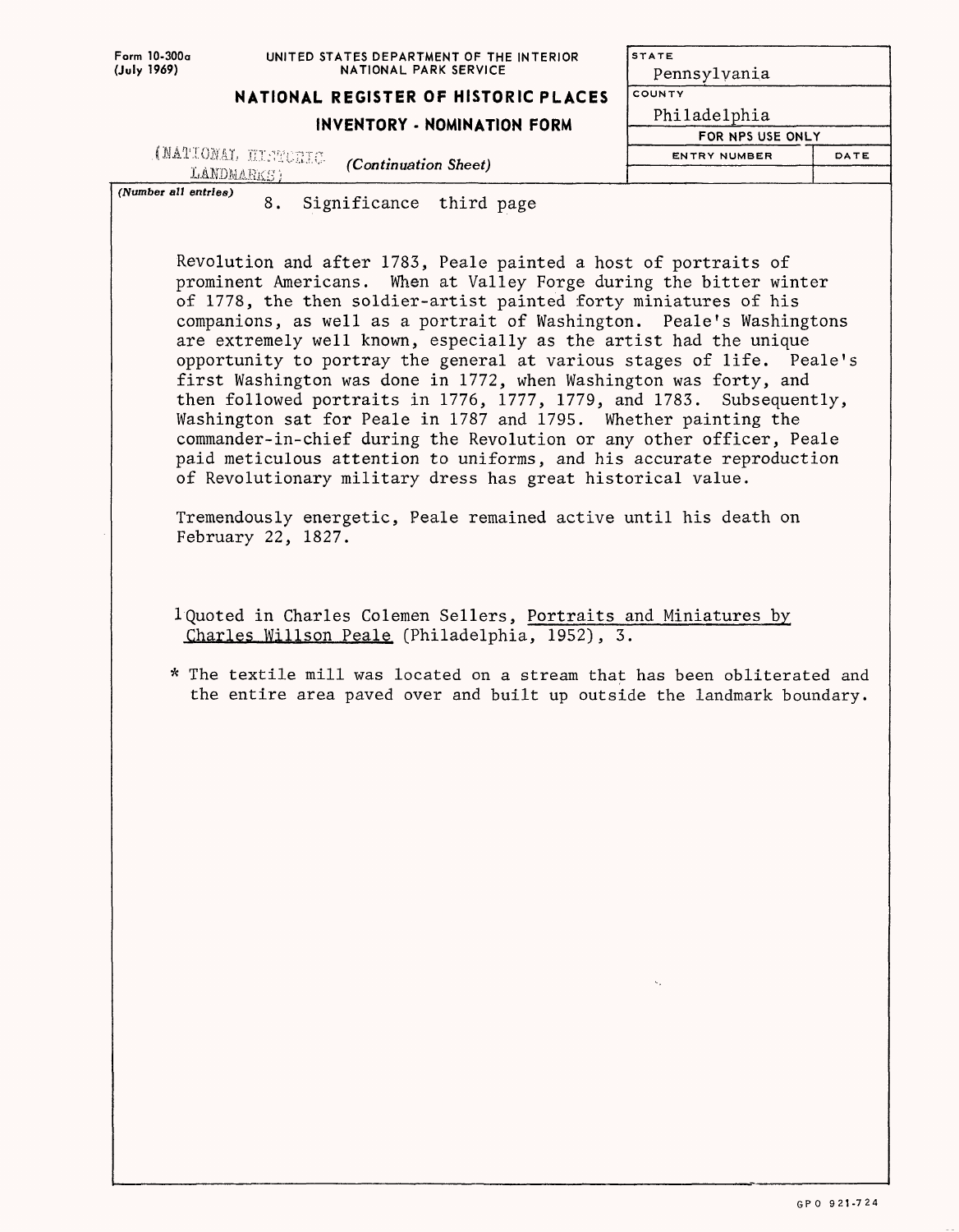Form 10-300a (July 1969)

UNITED STATES DEPARTMENT OF THE INTERIOR
NATIONAL PARK SERVICE

**NATIONAL REGISTER OF HISTORIC PLACES**

**INVENTORY - NOMINATION FORM**

(NATIONAL HISTORIC LANDMARKS) *(Continuation Sheet)*

| STATE | |
|---|---|
| Pennsylvania | |
| COUNTY | |
| Philadelphia | |
| FOR NPS USE ONLY | |
| ENTRY NUMBER | DATE |
| | |

*(Number all entries)*

8. Significance third page

Revolution and after 1783, Peale painted a host of portraits of prominent Americans. When at Valley Forge during the bitter winter of 1778, the then soldier-artist painted forty miniatures of his companions, as well as a portrait of Washington. Peale's Washingtons are extremely well known, especially as the artist had the unique opportunity to portray the general at various stages of life. Peale's first Washington was done in 1772, when Washington was forty, and then followed portraits in 1776, 1777, 1779, and 1783. Subsequently, Washington sat for Peale in 1787 and 1795. Whether painting the commander-in-chief during the Revolution or any other officer, Peale paid meticulous attention to uniforms, and his accurate reproduction of Revolutionary military dress has great historical value.

Tremendously energetic, Peale remained active until his death on February 22, 1827.

[1] Quoted in Charles Colemen Sellers, Portraits and Miniatures by Charles Willson Peale (Philadelphia, 1952), 3.

* The textile mill was located on a stream that has been obliterated and the entire area paved over and built up outside the landmark boundary.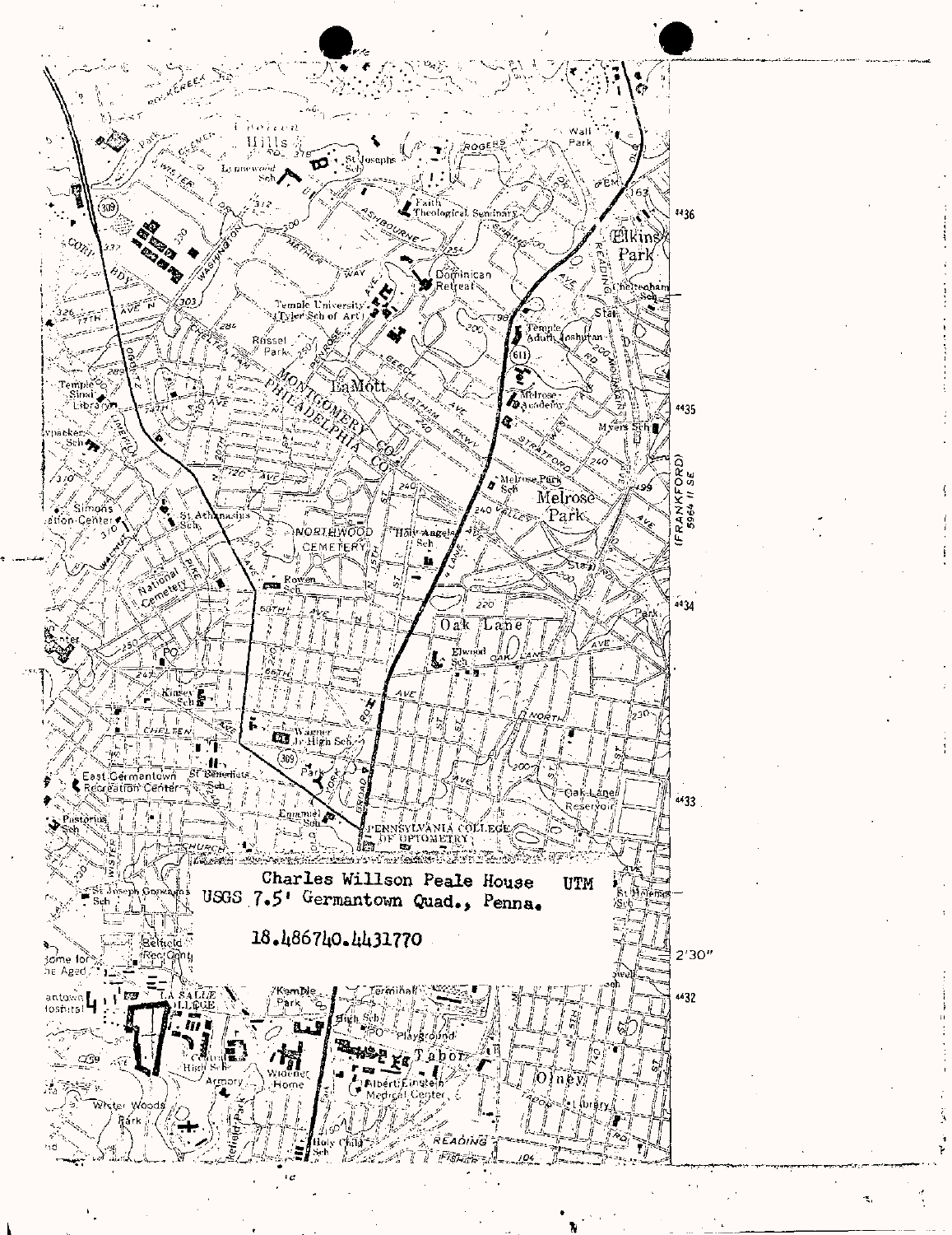Charles Willson Peale House UTM
USGS 7.5' Germantown Quad., Penna.

18.486740.4431770